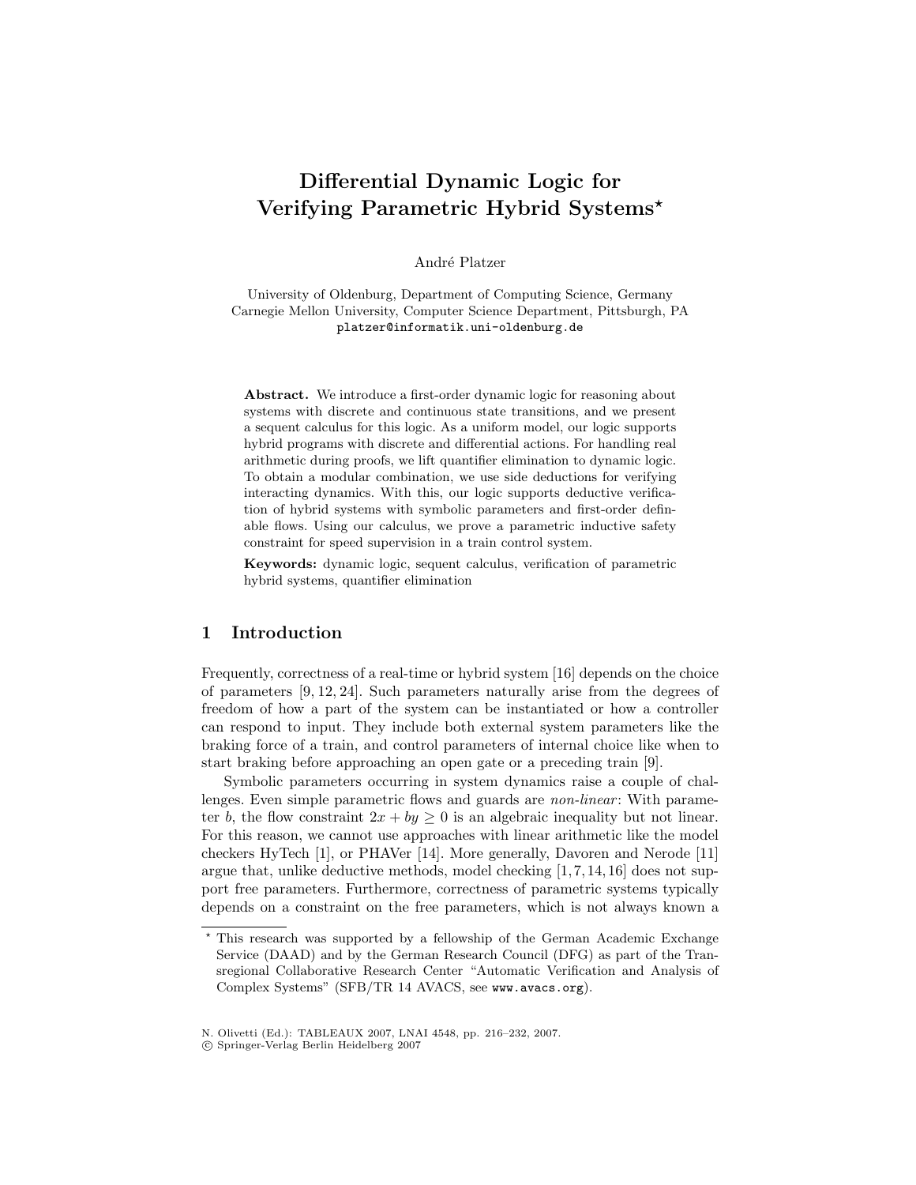# Differential Dynamic Logic for Verifying Parametric Hybrid Systems*

André Platzer

University of Oldenburg, Department of Computing Science, Germany
Carnegie Mellon University, Computer Science Department, Pittsburgh, PA
platzer@informatik.uni-oldenburg.de

**Abstract.** We introduce a first-order dynamic logic for reasoning about systems with discrete and continuous state transitions, and we present a sequent calculus for this logic. As a uniform model, our logic supports hybrid programs with discrete and differential actions. For handling real arithmetic during proofs, we lift quantifier elimination to dynamic logic. To obtain a modular combination, we use side deductions for verifying interacting dynamics. With this, our logic supports deductive verification of hybrid systems with symbolic parameters and first-order definable flows. Using our calculus, we prove a parametric inductive safety constraint for speed supervision in a train control system.

**Keywords:** dynamic logic, sequent calculus, verification of parametric hybrid systems, quantifier elimination

## 1 Introduction

Frequently, correctness of a real-time or hybrid system [16] depends on the choice of parameters [9, 12, 24]. Such parameters naturally arise from the degrees of freedom of how a part of the system can be instantiated or how a controller can respond to input. They include both external system parameters like the braking force of a train, and control parameters of internal choice like when to start braking before approaching an open gate or a preceding train [9].

Symbolic parameters occurring in system dynamics raise a couple of challenges. Even simple parametric flows and guards are *non-linear*: With parameter $b$, the flow constraint $2x + by \geq 0$ is an algebraic inequality but not linear. For this reason, we cannot use approaches with linear arithmetic like the model checkers HyTech [1], or PHAVer [14]. More generally, Davoren and Nerode [11] argue that, unlike deductive methods, model checking [1, 7, 14, 16] does not support free parameters. Furthermore, correctness of parametric systems typically depends on a constraint on the free parameters, which is not always known a

---

* This research was supported by a fellowship of the German Academic Exchange Service (DAAD) and by the German Research Council (DFG) as part of the Transregional Collaborative Research Center "Automatic Verification and Analysis of Complex Systems" (SFB/TR 14 AVACS, see www.avacs.org).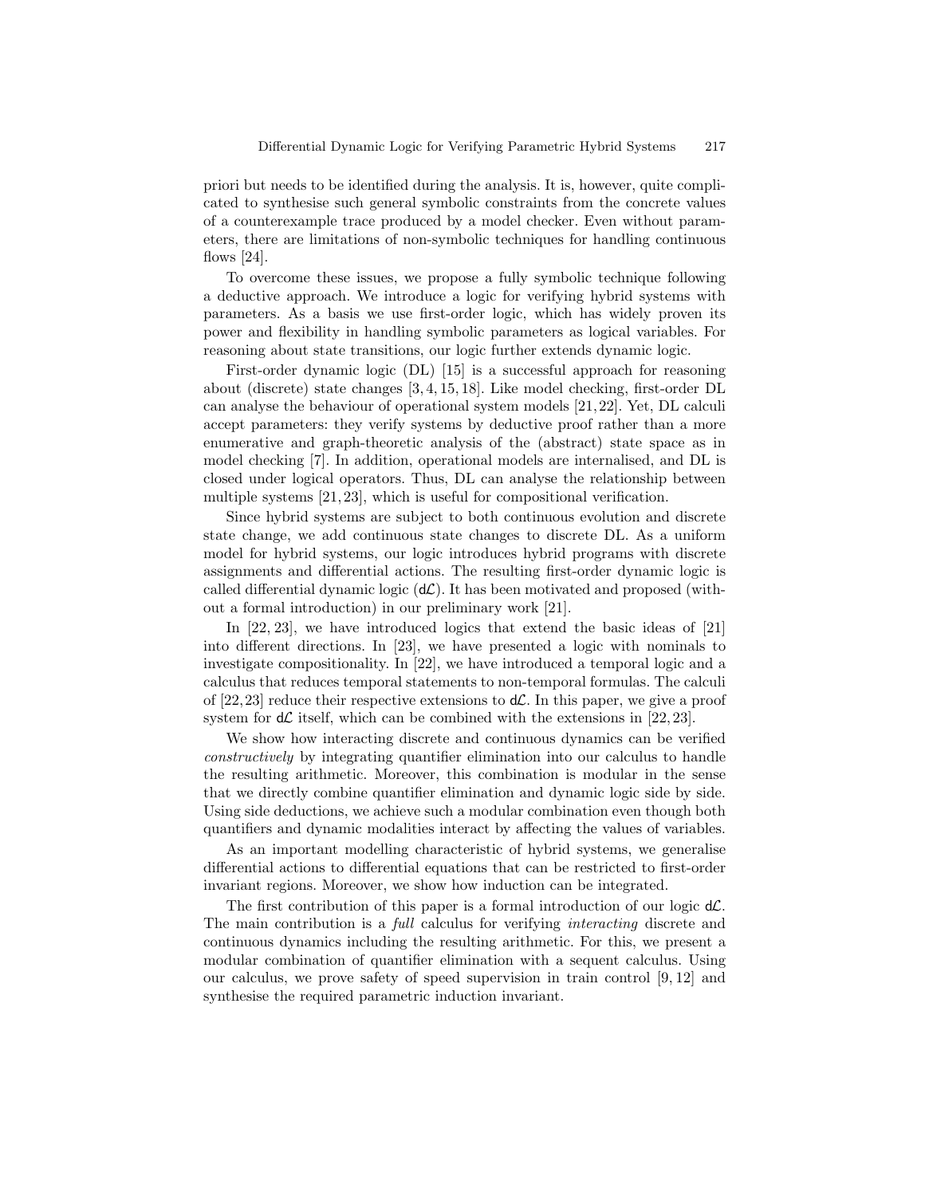priori but needs to be identified during the analysis. It is, however, quite complicated to synthesise such general symbolic constraints from the concrete values of a counterexample trace produced by a model checker. Even without parameters, there are limitations of non-symbolic techniques for handling continuous flows [24].

To overcome these issues, we propose a fully symbolic technique following a deductive approach. We introduce a logic for verifying hybrid systems with parameters. As a basis we use first-order logic, which has widely proven its power and flexibility in handling symbolic parameters as logical variables. For reasoning about state transitions, our logic further extends dynamic logic.

First-order dynamic logic (DL) [15] is a successful approach for reasoning about (discrete) state changes [3, 4, 15, 18]. Like model checking, first-order DL can analyse the behaviour of operational system models [21, 22]. Yet, DL calculi accept parameters: they verify systems by deductive proof rather than a more enumerative and graph-theoretic analysis of the (abstract) state space as in model checking [7]. In addition, operational models are internalised, and DL is closed under logical operators. Thus, DL can analyse the relationship between multiple systems [21, 23], which is useful for compositional verification.

Since hybrid systems are subject to both continuous evolution and discrete state change, we add continuous state changes to discrete DL. As a uniform model for hybrid systems, our logic introduces hybrid programs with discrete assignments and differential actions. The resulting first-order dynamic logic is called differential dynamic logic ($\mathsf{d}\mathcal{L}$). It has been motivated and proposed (without a formal introduction) in our preliminary work [21].

In [22, 23], we have introduced logics that extend the basic ideas of [21] into different directions. In [23], we have presented a logic with nominals to investigate compositionality. In [22], we have introduced a temporal logic and a calculus that reduces temporal statements to non-temporal formulas. The calculi of [22, 23] reduce their respective extensions to $\mathsf{d}\mathcal{L}$. In this paper, we give a proof system for $\mathsf{d}\mathcal{L}$ itself, which can be combined with the extensions in [22, 23].

We show how interacting discrete and continuous dynamics can be verified *constructively* by integrating quantifier elimination into our calculus to handle the resulting arithmetic. Moreover, this combination is modular in the sense that we directly combine quantifier elimination and dynamic logic side by side. Using side deductions, we achieve such a modular combination even though both quantifiers and dynamic modalities interact by affecting the values of variables.

As an important modelling characteristic of hybrid systems, we generalise differential actions to differential equations that can be restricted to first-order invariant regions. Moreover, we show how induction can be integrated.

The first contribution of this paper is a formal introduction of our logic $\mathsf{d}\mathcal{L}$. The main contribution is a *full* calculus for verifying *interacting* discrete and continuous dynamics including the resulting arithmetic. For this, we present a modular combination of quantifier elimination with a sequent calculus. Using our calculus, we prove safety of speed supervision in train control [9, 12] and synthesise the required parametric induction invariant.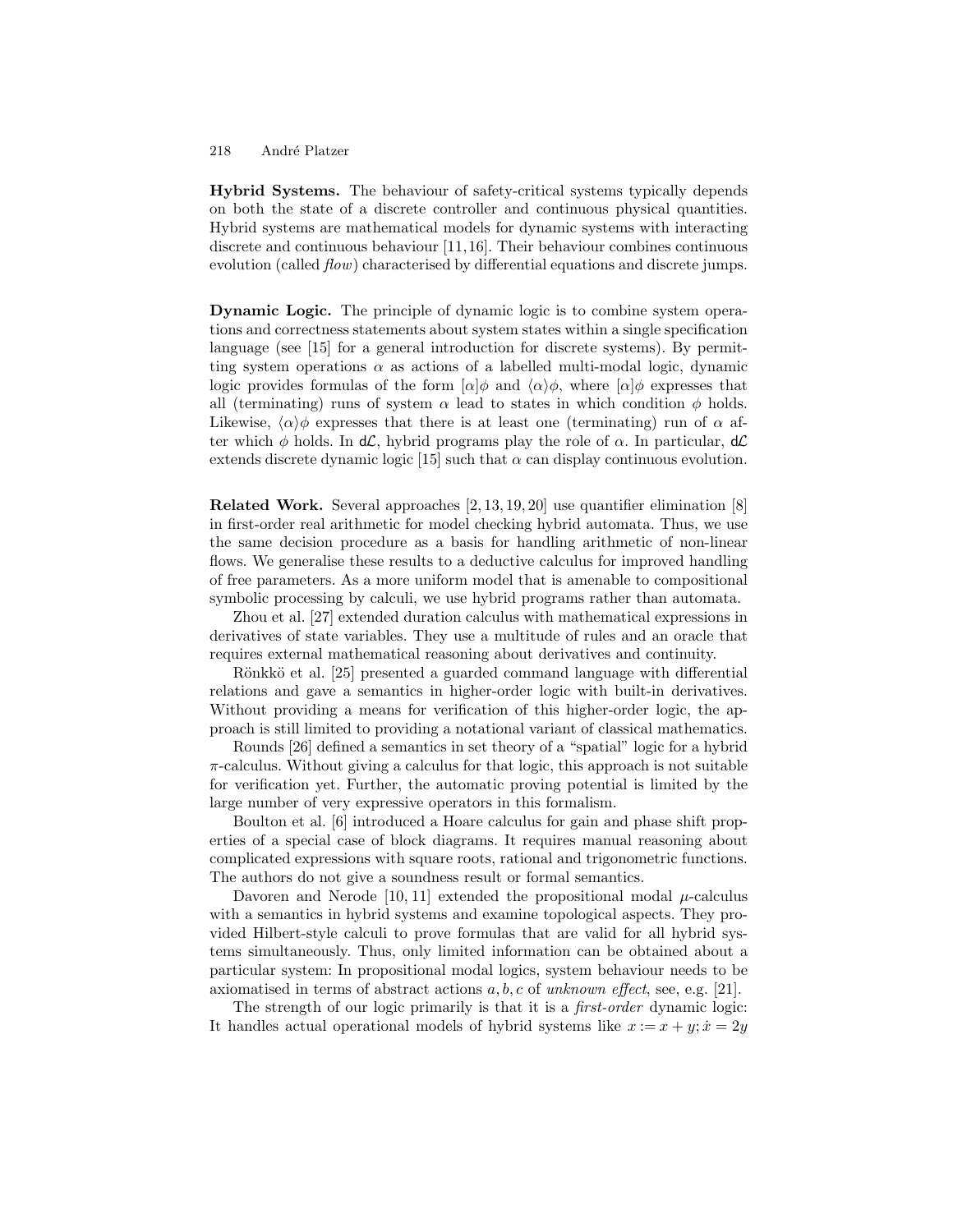**Hybrid Systems.** The behaviour of safety-critical systems typically depends on both the state of a discrete controller and continuous physical quantities. Hybrid systems are mathematical models for dynamic systems with interacting discrete and continuous behaviour [11, 16]. Their behaviour combines continuous evolution (called *flow*) characterised by differential equations and discrete jumps.

**Dynamic Logic.** The principle of dynamic logic is to combine system operations and correctness statements about system states within a single specification language (see [15] for a general introduction for discrete systems). By permitting system operations $\alpha$ as actions of a labelled multi-modal logic, dynamic logic provides formulas of the form $[\alpha]\phi$ and $\langle\alpha\rangle\phi$, where $[\alpha]\phi$ expresses that all (terminating) runs of system $\alpha$ lead to states in which condition $\phi$ holds. Likewise, $\langle\alpha\rangle\phi$ expresses that there is at least one (terminating) run of $\alpha$ after which $\phi$ holds. In $\mathsf{d}\mathcal{L}$, hybrid programs play the role of $\alpha$. In particular, $\mathsf{d}\mathcal{L}$ extends discrete dynamic logic [15] such that $\alpha$ can display continuous evolution.

**Related Work.** Several approaches [2, 13, 19, 20] use quantifier elimination [8] in first-order real arithmetic for model checking hybrid automata. Thus, we use the same decision procedure as a basis for handling arithmetic of non-linear flows. We generalise these results to a deductive calculus for improved handling of free parameters. As a more uniform model that is amenable to compositional symbolic processing by calculi, we use hybrid programs rather than automata.

Zhou et al. [27] extended duration calculus with mathematical expressions in derivatives of state variables. They use a multitude of rules and an oracle that requires external mathematical reasoning about derivatives and continuity.

Rönkkö et al. [25] presented a guarded command language with differential relations and gave a semantics in higher-order logic with built-in derivatives. Without providing a means for verification of this higher-order logic, the approach is still limited to providing a notational variant of classical mathematics.

Rounds [26] defined a semantics in set theory of a "spatial" logic for a hybrid $\pi$-calculus. Without giving a calculus for that logic, this approach is not suitable for verification yet. Further, the automatic proving potential is limited by the large number of very expressive operators in this formalism.

Boulton et al. [6] introduced a Hoare calculus for gain and phase shift properties of a special case of block diagrams. It requires manual reasoning about complicated expressions with square roots, rational and trigonometric functions. The authors do not give a soundness result or formal semantics.

Davoren and Nerode [10, 11] extended the propositional modal $\mu$-calculus with a semantics in hybrid systems and examine topological aspects. They provided Hilbert-style calculi to prove formulas that are valid for all hybrid systems simultaneously. Thus, only limited information can be obtained about a particular system: In propositional modal logics, system behaviour needs to be axiomatised in terms of abstract actions $a, b, c$ of *unknown effect*, see, e.g. [21].

The strength of our logic primarily is that it is a *first-order* dynamic logic: It handles actual operational models of hybrid systems like $x := x + y; \dot{x} = 2y$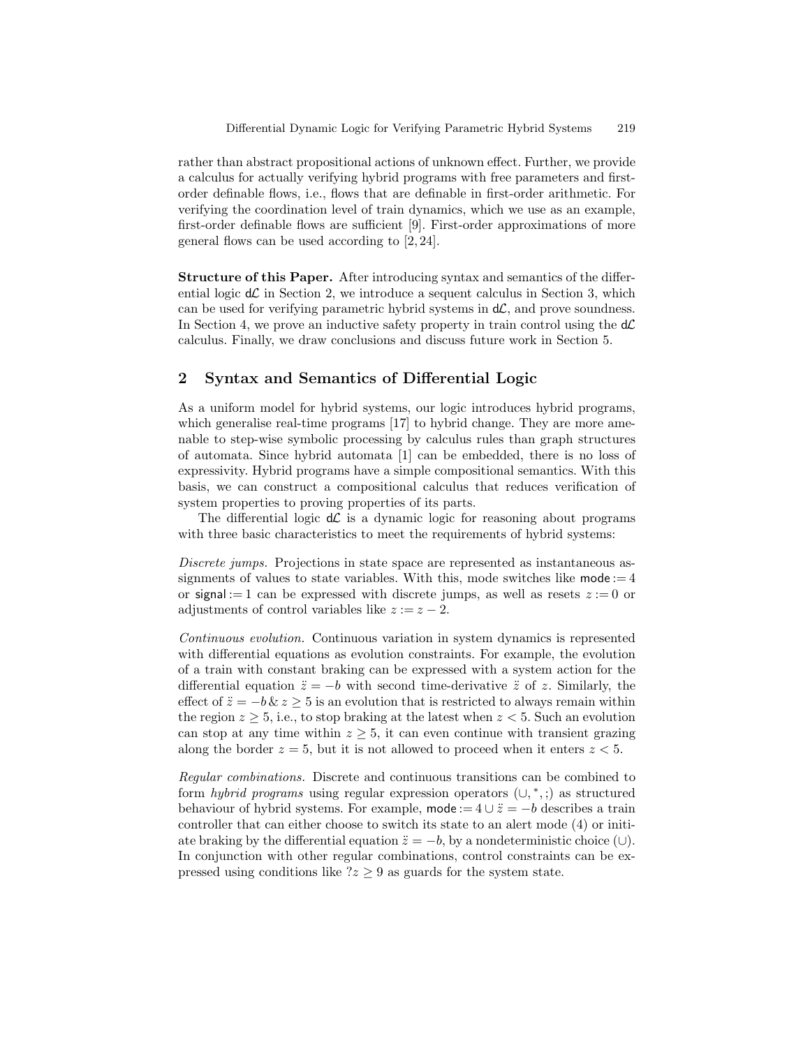rather than abstract propositional actions of unknown effect. Further, we provide a calculus for actually verifying hybrid programs with free parameters and first-order definable flows, i.e., flows that are definable in first-order arithmetic. For verifying the coordination level of train dynamics, which we use as an example, first-order definable flows are sufficient [9]. First-order approximations of more general flows can be used according to [2, 24].

**Structure of this Paper.** After introducing syntax and semantics of the differential logic $\mathsf{d}\mathcal{L}$ in Section 2, we introduce a sequent calculus in Section 3, which can be used for verifying parametric hybrid systems in $\mathsf{d}\mathcal{L}$, and prove soundness. In Section 4, we prove an inductive safety property in train control using the $\mathsf{d}\mathcal{L}$ calculus. Finally, we draw conclusions and discuss future work in Section 5.

## 2 Syntax and Semantics of Differential Logic

As a uniform model for hybrid systems, our logic introduces hybrid programs, which generalise real-time programs [17] to hybrid change. They are more amenable to step-wise symbolic processing by calculus rules than graph structures of automata. Since hybrid automata [1] can be embedded, there is no loss of expressivity. Hybrid programs have a simple compositional semantics. With this basis, we can construct a compositional calculus that reduces verification of system properties to proving properties of its parts.

The differential logic $\mathsf{d}\mathcal{L}$ is a dynamic logic for reasoning about programs with three basic characteristics to meet the requirements of hybrid systems:

*Discrete jumps.* Projections in state space are represented as instantaneous assignments of values to state variables. With this, mode switches like $\mathsf{mode} := 4$ or $\mathsf{signal} := 1$ can be expressed with discrete jumps, as well as resets $z := 0$ or adjustments of control variables like $z := z - 2$.

*Continuous evolution.* Continuous variation in system dynamics is represented with differential equations as evolution constraints. For example, the evolution of a train with constant braking can be expressed with a system action for the differential equation $\ddot{z} = -b$ with second time-derivative $\ddot{z}$ of $z$. Similarly, the effect of $\ddot{z} = -b \,\&\, z \geq 5$ is an evolution that is restricted to always remain within the region $z \geq 5$, i.e., to stop braking at the latest when $z < 5$. Such an evolution can stop at any time within $z \geq 5$, it can even continue with transient grazing along the border $z = 5$, but it is not allowed to proceed when it enters $z < 5$.

*Regular combinations.* Discrete and continuous transitions can be combined to form *hybrid programs* using regular expression operators ($\cup, {}^*, ;$) as structured behaviour of hybrid systems. For example, $\mathsf{mode} := 4 \cup \ddot{z} = -b$ describes a train controller that can either choose to switch its state to an alert mode (4) or initiate braking by the differential equation $\ddot{z} = -b$, by a nondeterministic choice ($\cup$). In conjunction with other regular combinations, control constraints can be expressed using conditions like $?z \geq 9$ as guards for the system state.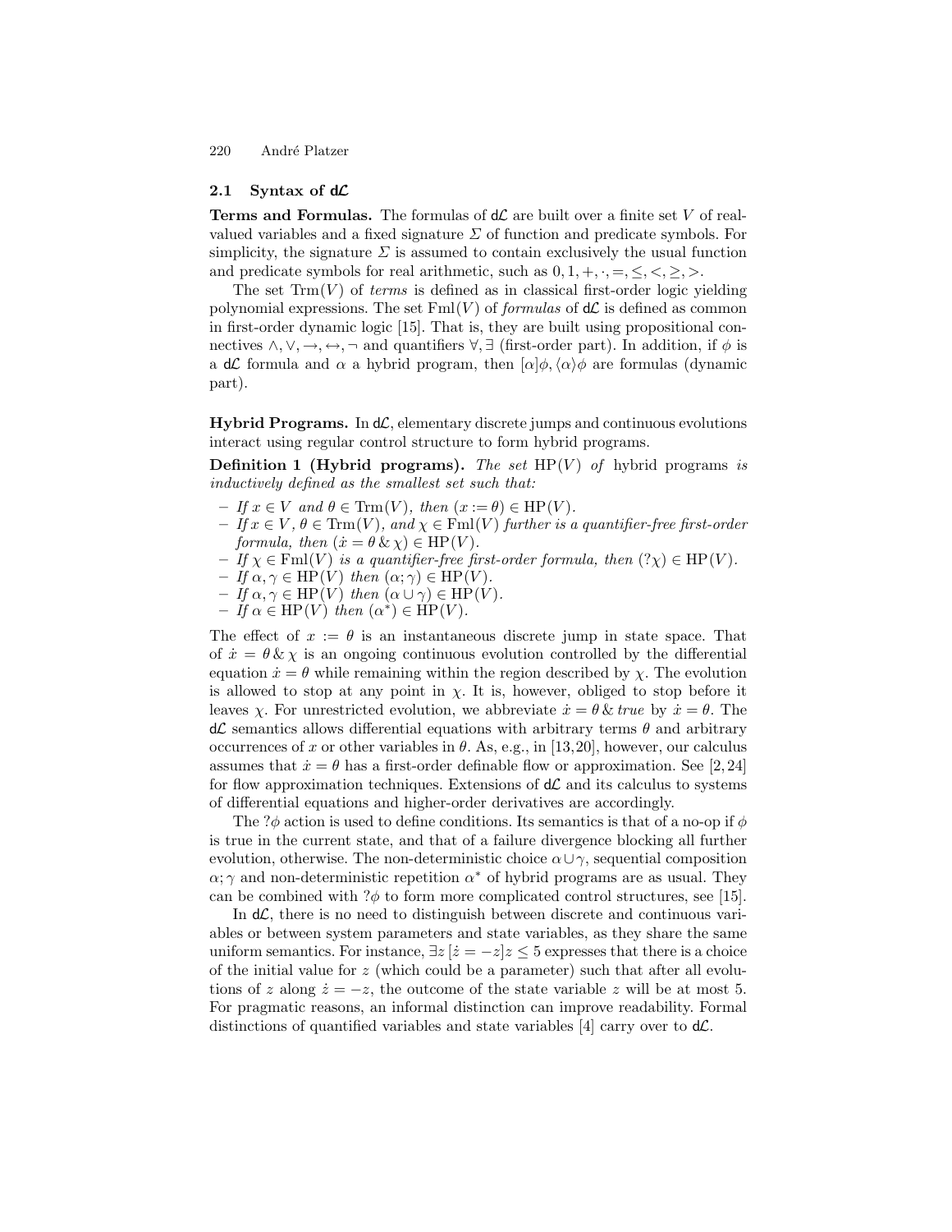### 2.1 Syntax of d$\mathcal{L}$

**Terms and Formulas.** The formulas of d$\mathcal{L}$ are built over a finite set $V$ of real-valued variables and a fixed signature $\Sigma$ of function and predicate symbols. For simplicity, the signature $\Sigma$ is assumed to contain exclusively the usual function and predicate symbols for real arithmetic, such as $0, 1, +, \cdot, =, \leq, <, \geq, >$.

The set $\mathrm{Trm}(V)$ of *terms* is defined as in classical first-order logic yielding polynomial expressions. The set $\mathrm{Fml}(V)$ of *formulas* of d$\mathcal{L}$ is defined as common in first-order dynamic logic [15]. That is, they are built using propositional connectives $\wedge, \vee, \rightarrow, \leftrightarrow, \neg$ and quantifiers $\forall, \exists$ (first-order part). In addition, if $\phi$ is a d$\mathcal{L}$ formula and $\alpha$ a hybrid program, then $[\alpha]\phi, \langle\alpha\rangle\phi$ are formulas (dynamic part).

**Hybrid Programs.** In d$\mathcal{L}$, elementary discrete jumps and continuous evolutions interact using regular control structure to form hybrid programs.

**Definition 1 (Hybrid programs).** *The set* $\mathrm{HP}(V)$ *of* hybrid programs *is inductively defined as the smallest set such that:*

- *If* $x \in V$ *and* $\theta \in \mathrm{Trm}(V)$*, then* $(x := \theta) \in \mathrm{HP}(V)$*.*
- *If* $x \in V$, $\theta \in \mathrm{Trm}(V)$*, and* $\chi \in \mathrm{Fml}(V)$ *further is a quantifier-free first-order formula, then* $(\dot{x} = \theta \,\&\, \chi) \in \mathrm{HP}(V)$*.*
- *If* $\chi \in \mathrm{Fml}(V)$ *is a quantifier-free first-order formula, then* $(?\chi) \in \mathrm{HP}(V)$*.*
- *If* $\alpha, \gamma \in \mathrm{HP}(V)$ *then* $(\alpha; \gamma) \in \mathrm{HP}(V)$*.*
- *If* $\alpha, \gamma \in \mathrm{HP}(V)$ *then* $(\alpha \cup \gamma) \in \mathrm{HP}(V)$*.*
- *If* $\alpha \in \mathrm{HP}(V)$ *then* $(\alpha^*) \in \mathrm{HP}(V)$*.*

The effect of $x := \theta$ is an instantaneous discrete jump in state space. That of $\dot{x} = \theta \,\&\, \chi$ is an ongoing continuous evolution controlled by the differential equation $\dot{x} = \theta$ while remaining within the region described by $\chi$. The evolution is allowed to stop at any point in $\chi$. It is, however, obliged to stop before it leaves $\chi$. For unrestricted evolution, we abbreviate $\dot{x} = \theta \,\&\, true$ by $\dot{x} = \theta$. The d$\mathcal{L}$ semantics allows differential equations with arbitrary terms $\theta$ and arbitrary occurrences of $x$ or other variables in $\theta$. As, e.g., in [13,20], however, our calculus assumes that $\dot{x} = \theta$ has a first-order definable flow or approximation. See [2, 24] for flow approximation techniques. Extensions of d$\mathcal{L}$ and its calculus to systems of differential equations and higher-order derivatives are accordingly.

The $?\phi$ action is used to define conditions. Its semantics is that of a no-op if $\phi$ is true in the current state, and that of a failure divergence blocking all further evolution, otherwise. The non-deterministic choice $\alpha \cup \gamma$, sequential composition $\alpha; \gamma$ and non-deterministic repetition $\alpha^*$ of hybrid programs are as usual. They can be combined with $?\phi$ to form more complicated control structures, see [15].

In d$\mathcal{L}$, there is no need to distinguish between discrete and continuous variables or between system parameters and state variables, as they share the same uniform semantics. For instance, $\exists z\, [\dot{z} = -z] z \leq 5$ expresses that there is a choice of the initial value for $z$ (which could be a parameter) such that after all evolutions of $z$ along $\dot{z} = -z$, the outcome of the state variable $z$ will be at most 5. For pragmatic reasons, an informal distinction can improve readability. Formal distinctions of quantified variables and state variables [4] carry over to d$\mathcal{L}$.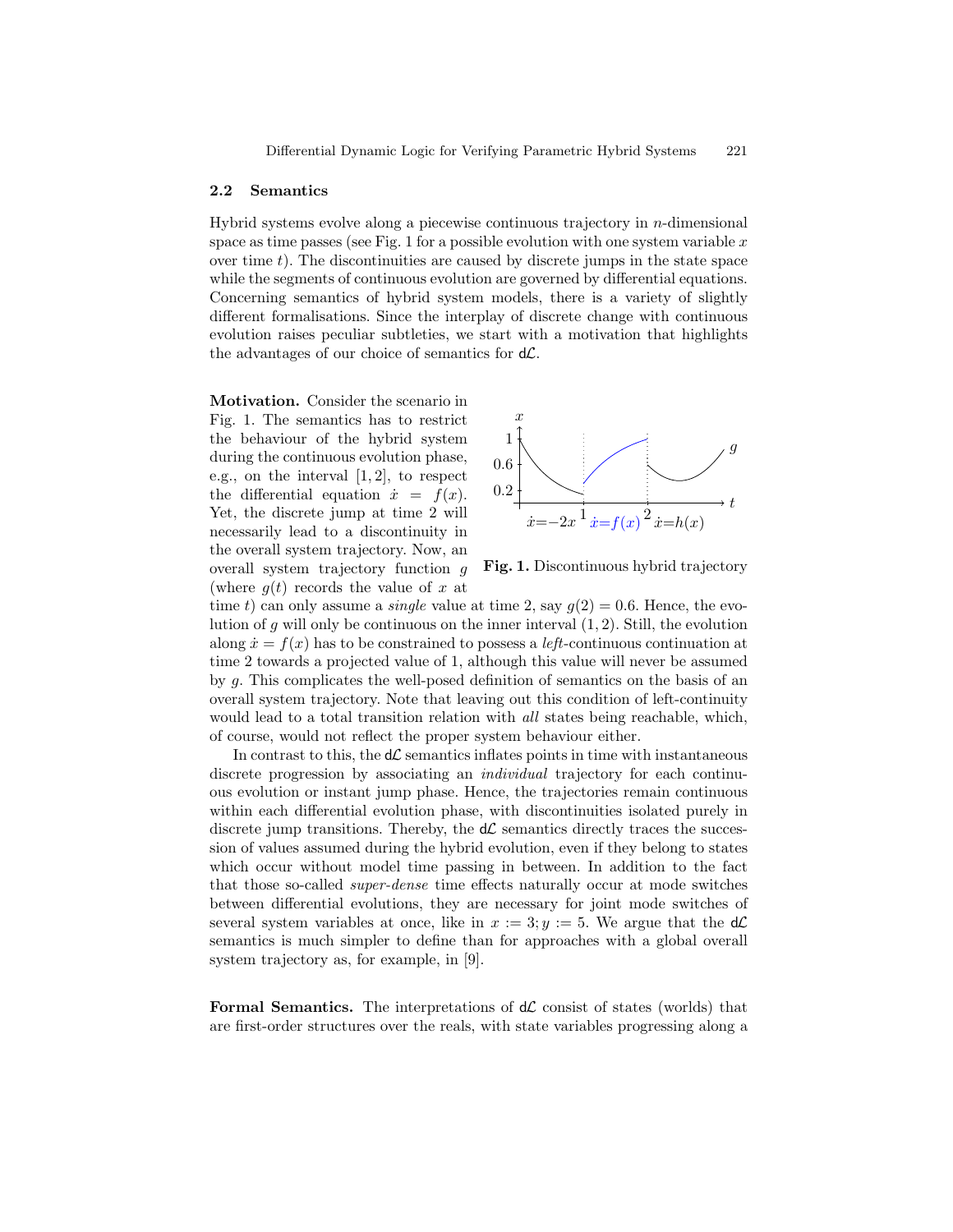### 2.2 Semantics

Hybrid systems evolve along a piecewise continuous trajectory in $n$-dimensional space as time passes (see Fig. 1 for a possible evolution with one system variable $x$ over time $t$). The discontinuities are caused by discrete jumps in the state space while the segments of continuous evolution are governed by differential equations. Concerning semantics of hybrid system models, there is a variety of slightly different formalisations. Since the interplay of discrete change with continuous evolution raises peculiar subtleties, we start with a motivation that highlights the advantages of our choice of semantics for d$\mathcal{L}$.

**Motivation.** Consider the scenario in Fig. 1. The semantics has to restrict the behaviour of the hybrid system during the continuous evolution phase, e.g., on the interval $[1, 2]$, to respect the differential equation $\dot{x} = f(x)$. Yet, the discrete jump at time 2 will necessarily lead to a discontinuity in the overall system trajectory. Now, an overall system trajectory function $g$ (where $g(t)$ records the value of $x$ at time $t$) can only assume a *single* value at time 2, say $g(2) = 0.6$. Hence, the evolution of $g$ will only be continuous on the inner interval $(1, 2)$. Still, the evolution along $\dot{x} = f(x)$ has to be constrained to possess a *left*-continuous continuation at time 2 towards a projected value of 1, although this value will never be assumed by $g$. This complicates the well-posed definition of semantics on the basis of an overall system trajectory. Note that leaving out this condition of left-continuity would lead to a total transition relation with *all* states being reachable, which, of course, would not reflect the proper system behaviour either.

**Fig. 1.** Discontinuous hybrid trajectory

In contrast to this, the d$\mathcal{L}$ semantics inflates points in time with instantaneous discrete progression by associating an *individual* trajectory for each continuous evolution or instant jump phase. Hence, the trajectories remain continuous within each differential evolution phase, with discontinuities isolated purely in discrete jump transitions. Thereby, the d$\mathcal{L}$ semantics directly traces the succession of values assumed during the hybrid evolution, even if they belong to states which occur without model time passing in between. In addition to the fact that those so-called *super-dense* time effects naturally occur at mode switches between differential evolutions, they are necessary for joint mode switches of several system variables at once, like in $x := 3; y := 5$. We argue that the d$\mathcal{L}$ semantics is much simpler to define than for approaches with a global overall system trajectory as, for example, in [9].

**Formal Semantics.** The interpretations of d$\mathcal{L}$ consist of states (worlds) that are first-order structures over the reals, with state variables progressing along a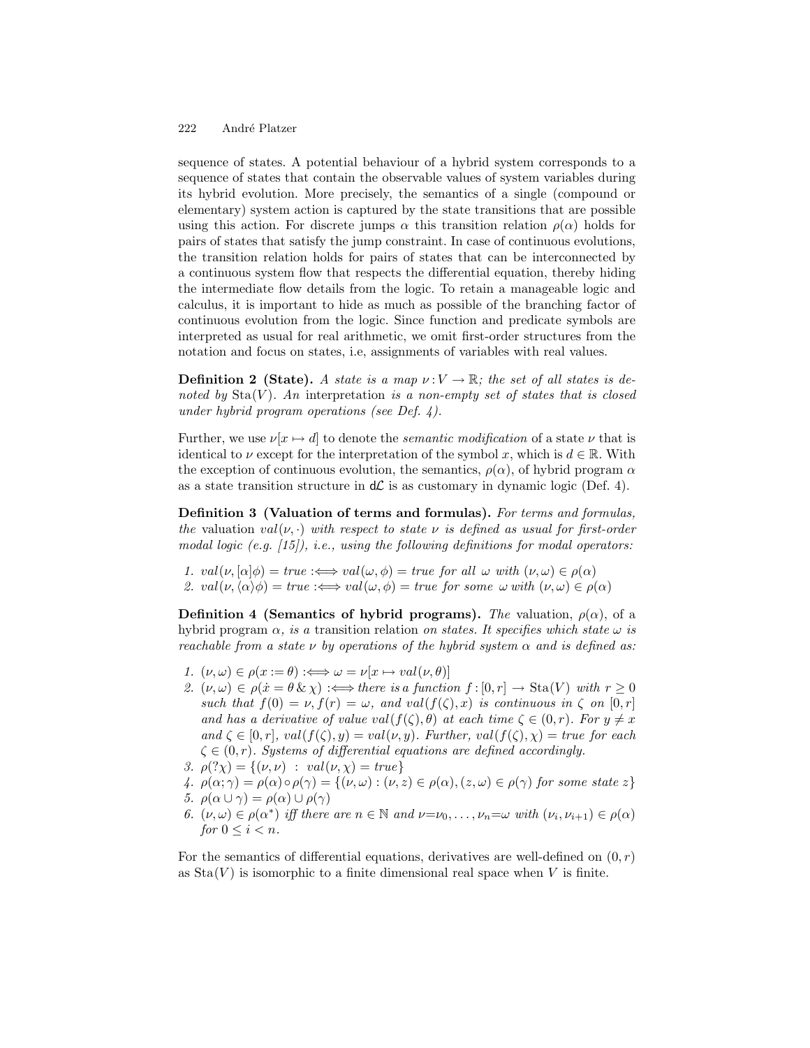sequence of states. A potential behaviour of a hybrid system corresponds to a sequence of states that contain the observable values of system variables during its hybrid evolution. More precisely, the semantics of a single (compound or elementary) system action is captured by the state transitions that are possible using this action. For discrete jumps $\alpha$ this transition relation $\rho(\alpha)$ holds for pairs of states that satisfy the jump constraint. In case of continuous evolutions, the transition relation holds for pairs of states that can be interconnected by a continuous system flow that respects the differential equation, thereby hiding the intermediate flow details from the logic. To retain a manageable logic and calculus, it is important to hide as much as possible of the branching factor of continuous evolution from the logic. Since function and predicate symbols are interpreted as usual for real arithmetic, we omit first-order structures from the notation and focus on states, i.e, assignments of variables with real values.

**Definition 2 (State).** *A state is a map $\nu : V \to \mathbb{R}$; the set of all states is denoted by $\mathrm{Sta}(V)$. An* interpretation *is a non-empty set of states that is closed under hybrid program operations (see Def. 4).*

Further, we use $\nu[x \mapsto d]$ to denote the *semantic modification* of a state $\nu$ that is identical to $\nu$ except for the interpretation of the symbol $x$, which is $d \in \mathbb{R}$. With the exception of continuous evolution, the semantics, $\rho(\alpha)$, of hybrid program $\alpha$ as a state transition structure in $\mathsf{d}\mathcal{L}$ is as customary in dynamic logic (Def. 4).

**Definition 3 (Valuation of terms and formulas).** *For terms and formulas, the* valuation $val(\nu, \cdot)$ *with respect to state $\nu$ is defined as usual for first-order modal logic (e.g. [15]), i.e., using the following definitions for modal operators:*

1. $val(\nu, [\alpha]\phi) = true :\Longleftrightarrow val(\omega, \phi) = true$ *for all* $\omega$ *with* $(\nu, \omega) \in \rho(\alpha)$
2. $val(\nu, \langle\alpha\rangle\phi) = true :\Longleftrightarrow val(\omega, \phi) = true$ *for some* $\omega$ *with* $(\nu, \omega) \in \rho(\alpha)$

**Definition 4 (Semantics of hybrid programs).** *The* valuation, $\rho(\alpha)$, *of a hybrid program $\alpha$, is a* transition relation *on states. It specifies which state $\omega$ is reachable from a state $\nu$ by operations of the hybrid system $\alpha$ and is defined as:*

1. $(\nu, \omega) \in \rho(x := \theta) :\Longleftrightarrow \omega = \nu[x \mapsto val(\nu, \theta)]$
2. $(\nu, \omega) \in \rho(\dot{x} = \theta \,\&\, \chi) :\Longleftrightarrow$ *there is a function* $f : [0, r] \to \mathrm{Sta}(V)$ *with* $r \geq 0$ *such that* $f(0) = \nu, f(r) = \omega$, *and* $val(f(\zeta), x)$ *is continuous in* $\zeta$ *on* $[0, r]$ *and has a derivative of value* $val(f(\zeta), \theta)$ *at each time* $\zeta \in (0, r)$. *For* $y \neq x$ *and* $\zeta \in [0, r]$, $val(f(\zeta), y) = val(\nu, y)$. *Further,* $val(f(\zeta), \chi) = true$ *for each* $\zeta \in (0, r)$. *Systems of differential equations are defined accordingly.*
3. $\rho(?\chi) = \{(\nu, \nu) \;:\; val(\nu, \chi) = true\}$
4. $\rho(\alpha; \gamma) = \rho(\alpha) \circ \rho(\gamma) = \{(\nu, \omega) : (\nu, z) \in \rho(\alpha), (z, \omega) \in \rho(\gamma)$ *for some state* $z\}$
5. $\rho(\alpha \cup \gamma) = \rho(\alpha) \cup \rho(\gamma)$
6. $(\nu, \omega) \in \rho(\alpha^*)$ *iff there are* $n \in \mathbb{N}$ *and* $\nu{=}\nu_0, \ldots, \nu_n{=}\omega$ *with* $(\nu_i, \nu_{i+1}) \in \rho(\alpha)$ *for* $0 \leq i < n$.

For the semantics of differential equations, derivatives are well-defined on $(0, r)$ as $\mathrm{Sta}(V)$ is isomorphic to a finite dimensional real space when $V$ is finite.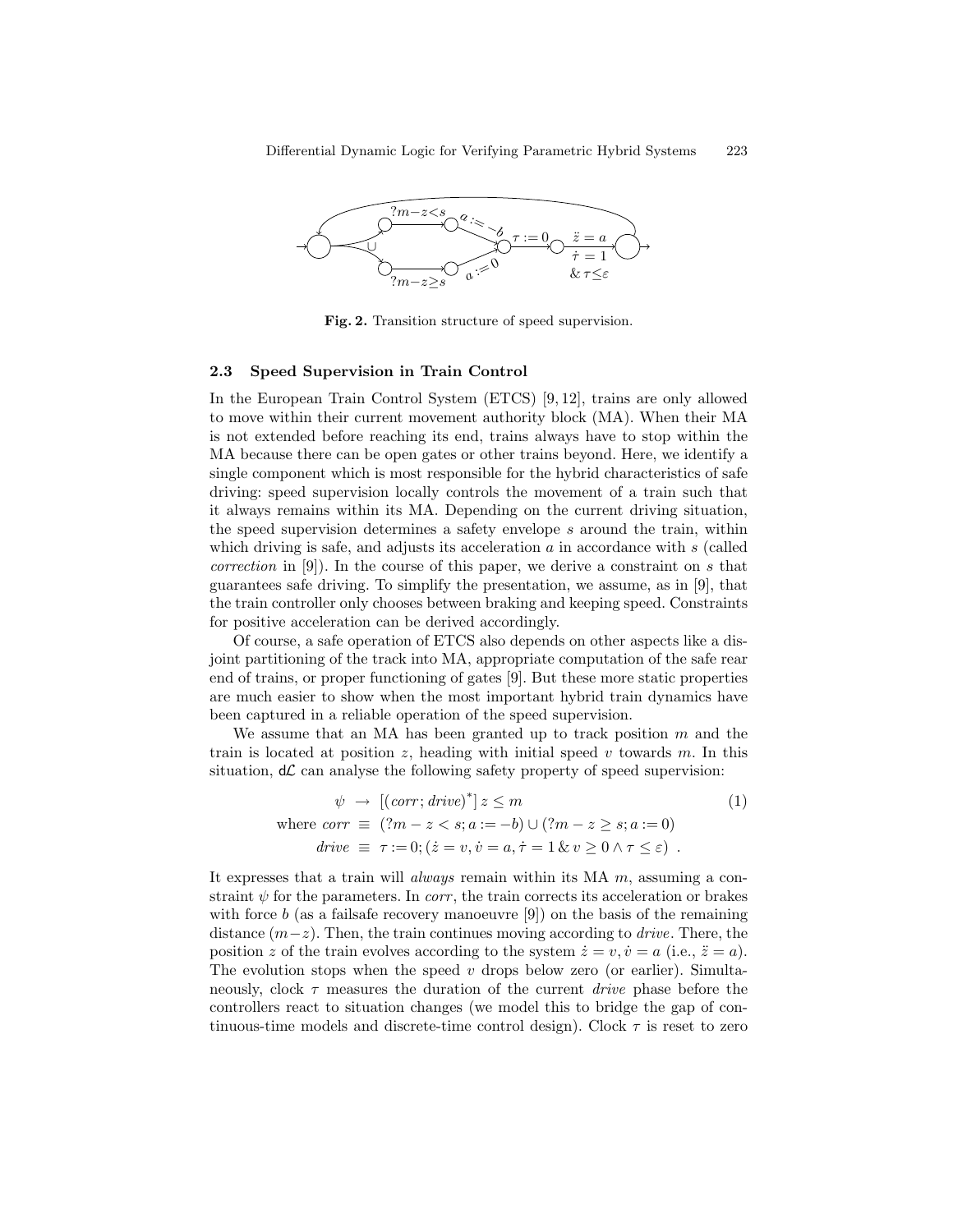**Fig. 2.** Transition structure of speed supervision.

### 2.3 Speed Supervision in Train Control

In the European Train Control System (ETCS) [9, 12], trains are only allowed to move within their current movement authority block (MA). When their MA is not extended before reaching its end, trains always have to stop within the MA because there can be open gates or other trains beyond. Here, we identify a single component which is most responsible for the hybrid characteristics of safe driving: speed supervision locally controls the movement of a train such that it always remains within its MA. Depending on the current driving situation, the speed supervision determines a safety envelope $s$ around the train, within which driving is safe, and adjusts its acceleration $a$ in accordance with $s$ (called *correction* in [9]). In the course of this paper, we derive a constraint on $s$ that guarantees safe driving. To simplify the presentation, we assume, as in [9], that the train controller only chooses between braking and keeping speed. Constraints for positive acceleration can be derived accordingly.

Of course, a safe operation of ETCS also depends on other aspects like a disjoint partitioning of the track into MA, appropriate computation of the safe rear end of trains, or proper functioning of gates [9]. But these more static properties are much easier to show when the most important hybrid train dynamics have been captured in a reliable operation of the speed supervision.

We assume that an MA has been granted up to track position $m$ and the train is located at position $z$, heading with initial speed $v$ towards $m$. In this situation, $\mathsf{d}\mathcal{L}$ can analyse the following safety property of speed supervision:

$$
\begin{aligned}
\psi \;&\rightarrow\; [(\mathit{corr};\mathit{drive})^*]\, z \le m \qquad (1)\\
\text{where } \mathit{corr} \;&\equiv\; (?m-z<s; a:=-b) \cup (?m-z \ge s; a:=0)\\
\mathit{drive} \;&\equiv\; \tau := 0; (\dot{z} = v, \dot{v} = a, \dot{\tau} = 1 \,\&\, v \ge 0 \wedge \tau \le \varepsilon)\ .
\end{aligned}
$$

It expresses that a train will *always* remain within its MA $m$, assuming a constraint $\psi$ for the parameters. In *corr*, the train corrects its acceleration or brakes with force $b$ (as a failsafe recovery manoeuvre [9]) on the basis of the remaining distance $(m-z)$. Then, the train continues moving according to *drive*. There, the position $z$ of the train evolves according to the system $\dot{z} = v, \dot{v} = a$ (i.e., $\ddot{z} = a$). The evolution stops when the speed $v$ drops below zero (or earlier). Simultaneously, clock $\tau$ measures the duration of the current *drive* phase before the controllers react to situation changes (we model this to bridge the gap of continuous-time models and discrete-time control design). Clock $\tau$ is reset to zero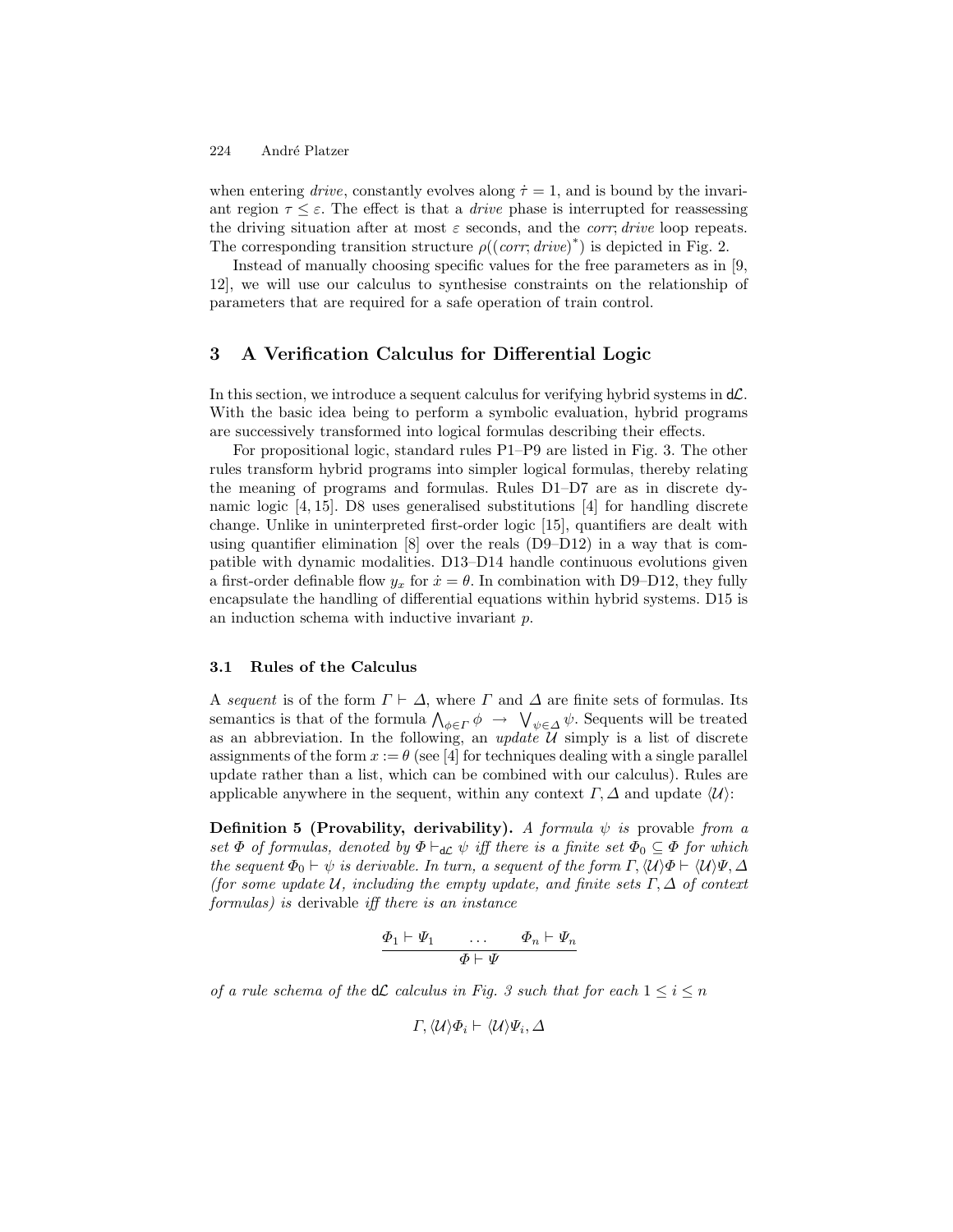when entering *drive*, constantly evolves along $\dot{\tau} = 1$, and is bound by the invariant region $\tau \le \varepsilon$. The effect is that a *drive* phase is interrupted for reassessing the driving situation after at most $\varepsilon$ seconds, and the *corr*; *drive* loop repeats. The corresponding transition structure $\rho((corr; drive)^*)$ is depicted in Fig. 2.

Instead of manually choosing specific values for the free parameters as in [9, 12], we will use our calculus to synthesise constraints on the relationship of parameters that are required for a safe operation of train control.

## 3 A Verification Calculus for Differential Logic

In this section, we introduce a sequent calculus for verifying hybrid systems in $\mathsf{d}\mathcal{L}$. With the basic idea being to perform a symbolic evaluation, hybrid programs are successively transformed into logical formulas describing their effects.

For propositional logic, standard rules P1–P9 are listed in Fig. 3. The other rules transform hybrid programs into simpler logical formulas, thereby relating the meaning of programs and formulas. Rules D1–D7 are as in discrete dynamic logic [4, 15]. D8 uses generalised substitutions [4] for handling discrete change. Unlike in uninterpreted first-order logic [15], quantifiers are dealt with using quantifier elimination [8] over the reals (D9–D12) in a way that is compatible with dynamic modalities. D13–D14 handle continuous evolutions given a first-order definable flow $y_x$ for $\dot{x} = \theta$. In combination with D9–D12, they fully encapsulate the handling of differential equations within hybrid systems. D15 is an induction schema with inductive invariant $p$.

### 3.1 Rules of the Calculus

A *sequent* is of the form $\Gamma \vdash \Delta$, where $\Gamma$ and $\Delta$ are finite sets of formulas. Its semantics is that of the formula $\bigwedge_{\phi \in \Gamma} \phi \rightarrow \bigvee_{\psi \in \Delta} \psi$. Sequents will be treated as an abbreviation. In the following, an *update* $\mathcal{U}$ simply is a list of discrete assignments of the form $x := \theta$ (see [4] for techniques dealing with a single parallel update rather than a list, which can be combined with our calculus). Rules are applicable anywhere in the sequent, within any context $\Gamma, \Delta$ and update $\langle \mathcal{U} \rangle$:

**Definition 5 (Provability, derivability).** *A formula $\psi$ is* provable *from a set $\Phi$ of formulas, denoted by $\Phi \vdash_{\mathsf{d}\mathcal{L}} \psi$ iff there is a finite set $\Phi_0 \subseteq \Phi$ for which the sequent $\Phi_0 \vdash \psi$ is derivable. In turn, a sequent of the form $\Gamma, \langle \mathcal{U} \rangle \Phi \vdash \langle \mathcal{U} \rangle \Psi, \Delta$ (for some update $\mathcal{U}$, including the empty update, and finite sets $\Gamma, \Delta$ of context formulas) is* derivable *iff there is an instance*

$$\frac{\Phi_1 \vdash \Psi_1 \qquad \ldots \qquad \Phi_n \vdash \Psi_n}{\Phi \vdash \Psi}$$

*of a rule schema of the $\mathsf{d}\mathcal{L}$ calculus in Fig. 3 such that for each $1 \le i \le n$*

$$\Gamma, \langle \mathcal{U} \rangle \Phi_i \vdash \langle \mathcal{U} \rangle \Psi_i, \Delta$$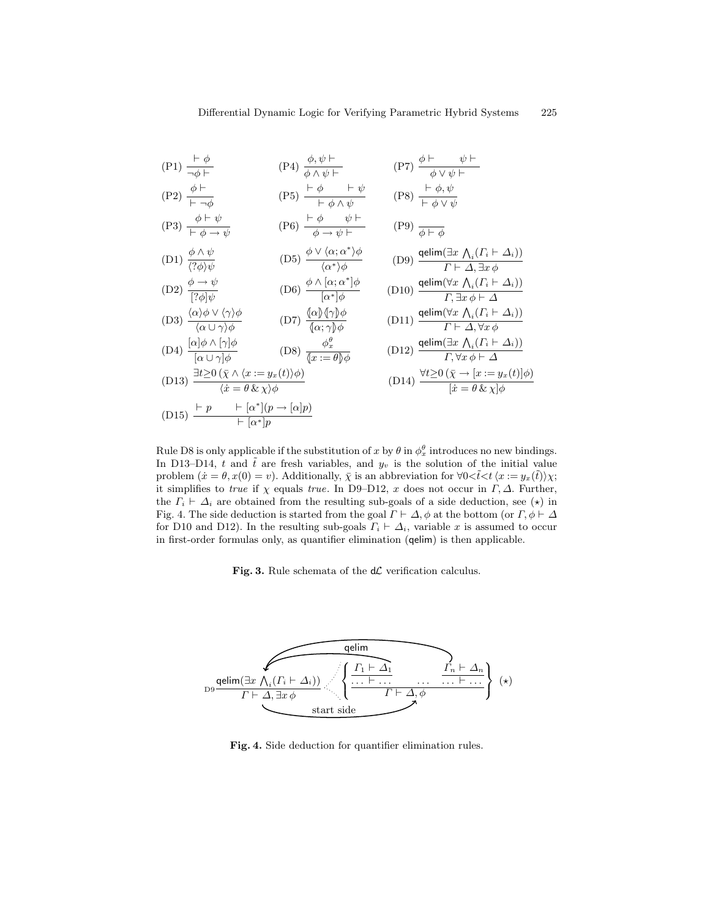$$\text{(P1)}\ \frac{\vdash \phi}{\neg\phi \vdash} \qquad \text{(P4)}\ \frac{\phi, \psi \vdash}{\phi \land \psi \vdash} \qquad \text{(P7)}\ \frac{\phi \vdash \qquad \psi \vdash}{\phi \lor \psi \vdash}$$

$$\text{(P2)}\ \frac{\phi \vdash}{\vdash \neg\phi} \qquad \text{(P5)}\ \frac{\vdash \phi \qquad \vdash \psi}{\vdash \phi \land \psi} \qquad \text{(P8)}\ \frac{\vdash \phi, \psi}{\vdash \phi \lor \psi}$$

$$\text{(P3)}\ \frac{\phi \vdash \psi}{\vdash \phi \to \psi} \qquad \text{(P6)}\ \frac{\vdash \phi \qquad \psi \vdash}{\phi \to \psi \vdash} \qquad \text{(P9)}\ \frac{}{\phi \vdash \phi}$$

$$\text{(D1)}\ \frac{\phi \land \psi}{\langle ?\phi \rangle \psi} \qquad \text{(D5)}\ \frac{\phi \lor \langle \alpha; \alpha^* \rangle \phi}{\langle \alpha^* \rangle \phi} \qquad \text{(D9)}\ \frac{\mathsf{qelim}(\exists x \bigwedge_i (\Gamma_i \vdash \Delta_i))}{\Gamma \vdash \Delta, \exists x\, \phi}$$

$$\text{(D2)}\ \frac{\phi \to \psi}{[?\phi]\psi} \qquad \text{(D6)}\ \frac{\phi \land [\alpha; \alpha^*]\phi}{[\alpha^*]\phi} \qquad \text{(D10)}\ \frac{\mathsf{qelim}(\forall x \bigwedge_i (\Gamma_i \vdash \Delta_i))}{\Gamma, \exists x\, \phi \vdash \Delta}$$

$$\text{(D3)}\ \frac{\langle \alpha \rangle \phi \lor \langle \gamma \rangle \phi}{\langle \alpha \cup \gamma \rangle \phi} \qquad \text{(D7)}\ \frac{\langle\!\![\alpha]\!\!\rangle \langle\!\![\gamma]\!\!\rangle \phi}{\langle\!\![\alpha; \gamma]\!\!\rangle \phi} \qquad \text{(D11)}\ \frac{\mathsf{qelim}(\forall x \bigwedge_i (\Gamma_i \vdash \Delta_i))}{\Gamma \vdash \Delta, \forall x\, \phi}$$

$$\text{(D4)}\ \frac{[\alpha]\phi \land [\gamma]\phi}{[\alpha \cup \gamma]\phi} \qquad \text{(D8)}\ \frac{\phi_x^\theta}{\langle\!\![x := \theta]\!\!\rangle \phi} \qquad \text{(D12)}\ \frac{\mathsf{qelim}(\exists x \bigwedge_i (\Gamma_i \vdash \Delta_i))}{\Gamma, \forall x\, \phi \vdash \Delta}$$

$$\text{(D13)}\ \frac{\exists t \geq 0\, (\bar{\chi} \land \langle x := y_x(t) \rangle \phi)}{\langle \dot{x} = \theta \,\&\, \chi \rangle \phi} \qquad \text{(D14)}\ \frac{\forall t \geq 0\, (\bar{\chi} \to [x := y_x(t)]\phi)}{[\dot{x} = \theta \,\&\, \chi]\phi}$$

$$\text{(D15)}\ \frac{\vdash p \qquad \vdash [\alpha^*](p \to [\alpha]p)}{\vdash [\alpha^*]p}$$

Rule D8 is only applicable if the substitution of $x$ by $\theta$ in $\phi_x^\theta$ introduces no new bindings. In D13–D14, $t$ and $\tilde{t}$ are fresh variables, and $y_v$ is the solution of the initial value problem $(\dot{x} = \theta, x(0) = v)$. Additionally, $\bar{\chi}$ is an abbreviation for $\forall 0{<}\tilde{t}{<}t\, \langle x := y_x(\tilde{t}) \rangle \chi$; it simplifies to *true* if $\chi$ equals *true*. In D9–D12, $x$ does not occur in $\Gamma, \Delta$. Further, the $\Gamma_i \vdash \Delta_i$ are obtained from the resulting sub-goals of a side deduction, see $(\star)$ in Fig. 4. The side deduction is started from the goal $\Gamma \vdash \Delta, \phi$ at the bottom (or $\Gamma, \phi \vdash \Delta$ for D10 and D12). In the resulting sub-goals $\Gamma_i \vdash \Delta_i$, variable $x$ is assumed to occur in first-order formulas only, as quantifier elimination (qelim) is then applicable.

**Fig. 3.** Rule schemata of the d$\mathcal{L}$ verification calculus.

$$\text{D9}\ \frac{\mathsf{qelim}(\exists x \bigwedge_i (\Gamma_i \vdash \Delta_i))}{\Gamma \vdash \Delta, \exists x\, \phi} \quad \left\{ \frac{\dfrac{\Gamma_1 \vdash \Delta_1}{\ldots \vdash \ldots} \qquad \ldots \qquad \dfrac{\Gamma_n \vdash \Delta_n}{\ldots \vdash \ldots}}{\Gamma \vdash \Delta, \phi} \right\} \ (\star)$$

qelim

start side

**Fig. 4.** Side deduction for quantifier elimination rules.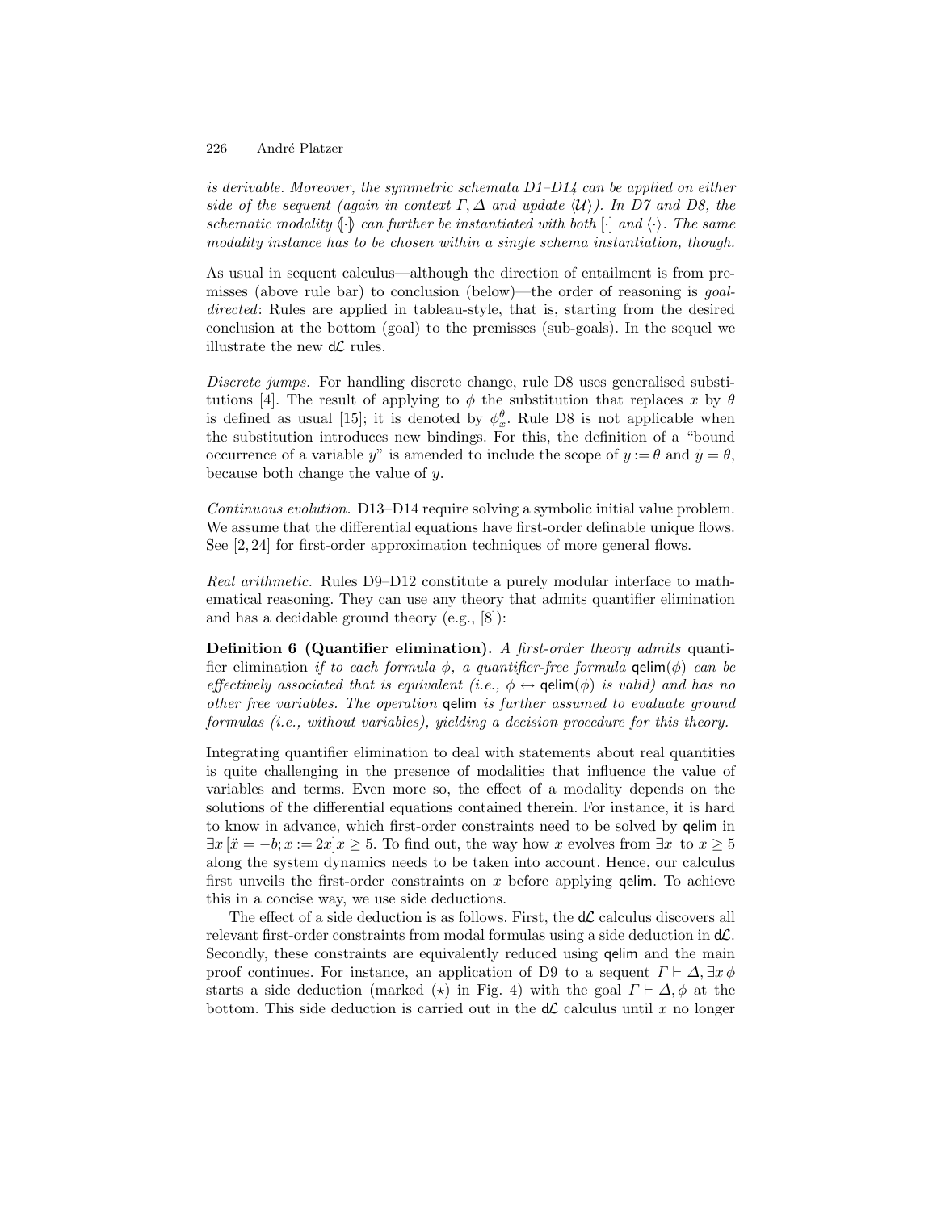*is derivable. Moreover, the symmetric schemata D1–D14 can be applied on either side of the sequent (again in context $\Gamma, \Delta$ and update $\langle\mathcal{U}\rangle$). In D7 and D8, the schematic modality $\langle\!\![\cdot]\!\!\rangle$ can further be instantiated with both $[\cdot]$ and $\langle\cdot\rangle$. The same modality instance has to be chosen within a single schema instantiation, though.*

As usual in sequent calculus—although the direction of entailment is from premisses (above rule bar) to conclusion (below)—the order of reasoning is *goal-directed*: Rules are applied in tableau-style, that is, starting from the desired conclusion at the bottom (goal) to the premisses (sub-goals). In the sequel we illustrate the new d$\mathcal{L}$ rules.

*Discrete jumps.* For handling discrete change, rule D8 uses generalised substitutions [4]. The result of applying to $\phi$ the substitution that replaces $x$ by $\theta$ is defined as usual [15]; it is denoted by $\phi_x^\theta$. Rule D8 is not applicable when the substitution introduces new bindings. For this, the definition of a "bound occurrence of a variable $y$" is amended to include the scope of $y := \theta$ and $\dot{y} = \theta$, because both change the value of $y$.

*Continuous evolution.* D13–D14 require solving a symbolic initial value problem. We assume that the differential equations have first-order definable unique flows. See [2, 24] for first-order approximation techniques of more general flows.

*Real arithmetic.* Rules D9–D12 constitute a purely modular interface to mathematical reasoning. They can use any theory that admits quantifier elimination and has a decidable ground theory (e.g., [8]):

**Definition 6 (Quantifier elimination).** *A first-order theory admits* quantifier elimination *if to each formula $\phi$, a quantifier-free formula $\mathsf{qelim}(\phi)$ can be effectively associated that is equivalent (i.e., $\phi \leftrightarrow \mathsf{qelim}(\phi)$ is valid) and has no other free variables. The operation $\mathsf{qelim}$ is further assumed to evaluate ground formulas (i.e., without variables), yielding a decision procedure for this theory.*

Integrating quantifier elimination to deal with statements about real quantities is quite challenging in the presence of modalities that influence the value of variables and terms. Even more so, the effect of a modality depends on the solutions of the differential equations contained therein. For instance, it is hard to know in advance, which first-order constraints need to be solved by $\mathsf{qelim}$ in $\exists x\, [\ddot{x} = -b; x := 2x] x \geq 5$. To find out, the way how $x$ evolves from $\exists x$ to $x \geq 5$ along the system dynamics needs to be taken into account. Hence, our calculus first unveils the first-order constraints on $x$ before applying $\mathsf{qelim}$. To achieve this in a concise way, we use side deductions.

The effect of a side deduction is as follows. First, the d$\mathcal{L}$ calculus discovers all relevant first-order constraints from modal formulas using a side deduction in d$\mathcal{L}$. Secondly, these constraints are equivalently reduced using $\mathsf{qelim}$ and the main proof continues. For instance, an application of D9 to a sequent $\Gamma \vdash \Delta, \exists x\, \phi$ starts a side deduction (marked $(\star)$ in Fig. 4) with the goal $\Gamma \vdash \Delta, \phi$ at the bottom. This side deduction is carried out in the d$\mathcal{L}$ calculus until $x$ no longer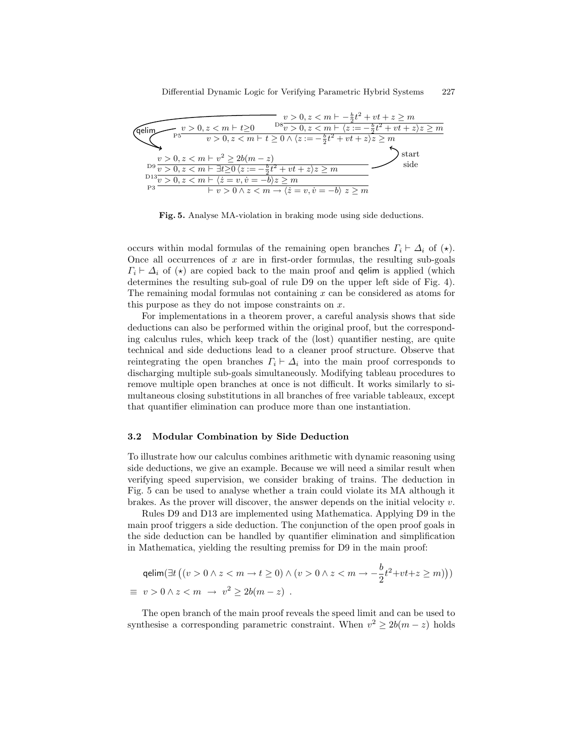$$
\dfrac{\dfrac{v>0, z<m \vdash v^2 \geq 2b(m-z)}{v>0, z<m \vdash \exists t{\geq}0\, \langle z := -\frac{b}{2}t^2+vt+z\rangle z \geq m}\text{D9}}{\dfrac{v>0, z<m \vdash \langle \dot{z}=v, \dot{v}=-b\rangle z \geq m}{\vdash v>0 \land z<m \to \langle \dot{z}=v, \dot{v}=-b\rangle\, z \geq m}\text{P3}}\text{D13}
$$

Side deduction (start side, closed back by qelim):

$$
\dfrac{v>0, z<m \vdash t{\geq}0 \qquad \dfrac{v>0, z<m \vdash -\frac{b}{2}t^2+vt+z \geq m}{v>0, z<m \vdash \langle z := -\frac{b}{2}t^2+vt+z\rangle z \geq m}\text{D8}}{v>0, z<m \vdash t \geq 0 \land \langle z := -\frac{b}{2}t^2+vt+z\rangle z \geq m}\text{P5}
$$

**Fig. 5.** Analyse MA-violation in braking mode using side deductions.

occurs within modal formulas of the remaining open branches $\Gamma_i \vdash \Delta_i$ of ($\star$). Once all occurrences of $x$ are in first-order formulas, the resulting sub-goals $\Gamma_i \vdash \Delta_i$ of ($\star$) are copied back to the main proof and qelim is applied (which determines the resulting sub-goal of rule D9 on the upper left side of Fig. 4). The remaining modal formulas not containing $x$ can be considered as atoms for this purpose as they do not impose constraints on $x$.

For implementations in a theorem prover, a careful analysis shows that side deductions can also be performed within the original proof, but the corresponding calculus rules, which keep track of the (lost) quantifier nesting, are quite technical and side deductions lead to a cleaner proof structure. Observe that reintegrating the open branches $\Gamma_i \vdash \Delta_i$ into the main proof corresponds to discharging multiple sub-goals simultaneously. Modifying tableau procedures to remove multiple open branches at once is not difficult. It works similarly to simultaneous closing substitutions in all branches of free variable tableaux, except that quantifier elimination can produce more than one instantiation.

### 3.2 Modular Combination by Side Deduction

To illustrate how our calculus combines arithmetic with dynamic reasoning using side deductions, we give an example. Because we will need a similar result when verifying speed supervision, we consider braking of trains. The deduction in Fig. 5 can be used to analyse whether a train could violate its MA although it brakes. As the prover will discover, the answer depends on the initial velocity $v$.

Rules D9 and D13 are implemented using Mathematica. Applying D9 in the main proof triggers a side deduction. The conjunction of the open proof goals in the side deduction can be handled by quantifier elimination and simplification in Mathematica, yielding the resulting premiss for D9 in the main proof:

$$
\begin{aligned}
&\mathsf{qelim}(\exists t\,((v>0 \land z<m \to t \geq 0) \land (v>0 \land z<m \to -\frac{b}{2}t^2+vt+z \geq m)))\\
\equiv\ & v>0 \land z<m \ \to\ v^2 \geq 2b(m-z)\ .
\end{aligned}
$$

The open branch of the main proof reveals the speed limit and can be used to synthesise a corresponding parametric constraint. When $v^2 \geq 2b(m-z)$ holds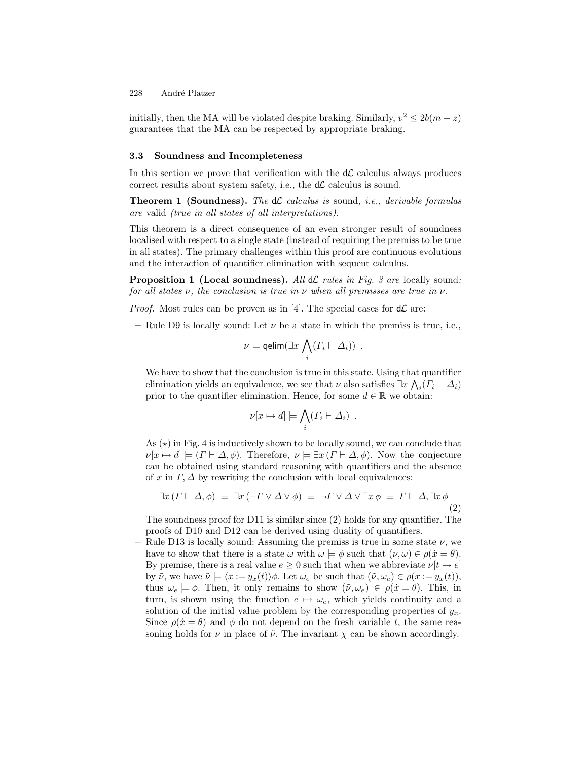initially, then the MA will be violated despite braking. Similarly, $v^2 \leq 2b(m-z)$ guarantees that the MA can be respected by appropriate braking.

### 3.3 Soundness and Incompleteness

In this section we prove that verification with the $\mathsf{d}\mathcal{L}$ calculus always produces correct results about system safety, i.e., the $\mathsf{d}\mathcal{L}$ calculus is sound.

**Theorem 1 (Soundness).** *The* $\mathsf{d}\mathcal{L}$ *calculus is* sound*, i.e., derivable formulas are* valid *(true in all states of all interpretations).*

This theorem is a direct consequence of an even stronger result of soundness localised with respect to a single state (instead of requiring the premiss to be true in all states). The primary challenges within this proof are continuous evolutions and the interaction of quantifier elimination with sequent calculus.

**Proposition 1 (Local soundness).** *All* $\mathsf{d}\mathcal{L}$ *rules in Fig. 3 are* locally sound*: for all states* $\nu$*, the conclusion is true in* $\nu$ *when all premisses are true in* $\nu$*.*

*Proof.* Most rules can be proven as in [4]. The special cases for $\mathsf{d}\mathcal{L}$ are:

– Rule D9 is locally sound: Let $\nu$ be a state in which the premiss is true, i.e.,

$$\nu \models \mathsf{qelim}(\exists x \bigwedge_i (\Gamma_i \vdash \Delta_i)) \enspace .$$

We have to show that the conclusion is true in this state. Using that quantifier elimination yields an equivalence, we see that $\nu$ also satisfies $\exists x \bigwedge_i (\Gamma_i \vdash \Delta_i)$ prior to the quantifier elimination. Hence, for some $d \in \mathbb{R}$ we obtain:

$$\nu[x \mapsto d] \models \bigwedge_i (\Gamma_i \vdash \Delta_i) \enspace .$$

As $(\star)$ in Fig. 4 is inductively shown to be locally sound, we can conclude that $\nu[x \mapsto d] \models (\Gamma \vdash \Delta, \phi)$. Therefore, $\nu \models \exists x\, (\Gamma \vdash \Delta, \phi)$. Now the conjecture can be obtained using standard reasoning with quantifiers and the absence of $x$ in $\Gamma, \Delta$ by rewriting the conclusion with local equivalences:

$$\exists x\, (\Gamma \vdash \Delta, \phi) \;\equiv\; \exists x\, (\neg\Gamma \vee \Delta \vee \phi) \;\equiv\; \neg\Gamma \vee \Delta \vee \exists x\, \phi \;\equiv\; \Gamma \vdash \Delta, \exists x\, \phi \tag{2}$$

The soundness proof for D11 is similar since (2) holds for any quantifier. The proofs of D10 and D12 can be derived using duality of quantifiers.

– Rule D13 is locally sound: Assuming the premiss is true in some state $\nu$, we have to show that there is a state $\omega$ with $\omega \models \phi$ such that $(\nu, \omega) \in \rho(\dot{x} = \theta)$. By premise, there is a real value $e \geq 0$ such that when we abbreviate $\nu[t \mapsto e]$ by $\tilde{\nu}$, we have $\tilde{\nu} \models \langle x := y_x(t)\rangle\phi$. Let $\omega_e$ be such that $(\tilde{\nu}, \omega_e) \in \rho(x := y_x(t))$, thus $\omega_e \models \phi$. Then, it only remains to show $(\tilde{\nu}, \omega_e) \in \rho(\dot{x} = \theta)$. This, in turn, is shown using the function $e \mapsto \omega_e$, which yields continuity and a solution of the initial value problem by the corresponding properties of $y_x$. Since $\rho(\dot{x} = \theta)$ and $\phi$ do not depend on the fresh variable $t$, the same reasoning holds for $\nu$ in place of $\tilde{\nu}$. The invariant $\chi$ can be shown accordingly.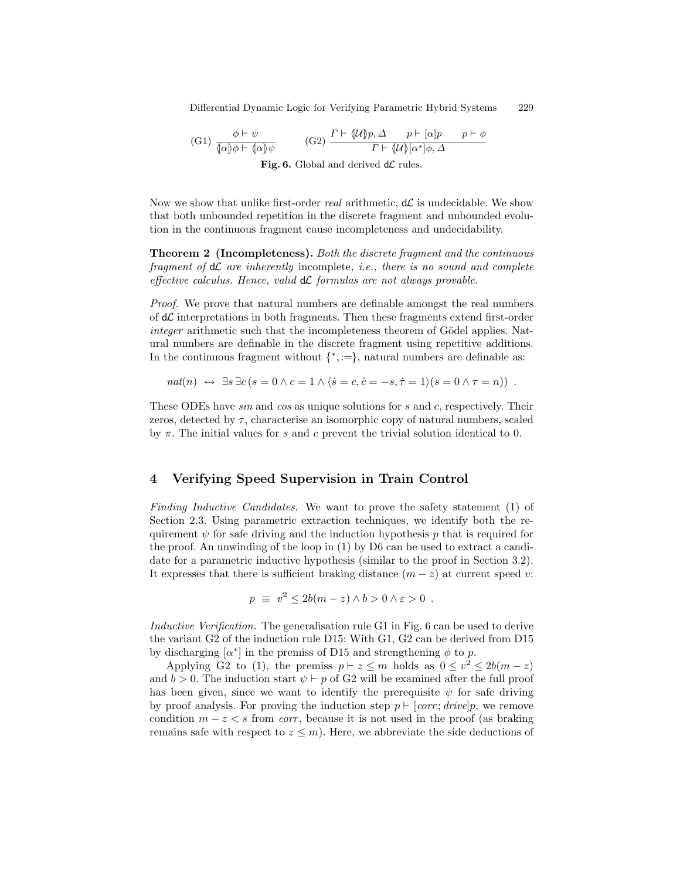$$(\text{G1})\ \frac{\phi \vdash \psi}{\langle\!\langle\alpha\rangle\!\rangle\phi \vdash \langle\!\langle\alpha\rangle\!\rangle\psi} \qquad (\text{G2})\ \frac{\Gamma \vdash \langle\!\langle\mathcal{U}\rangle\!\rangle p, \Delta \qquad p \vdash [\alpha]p \qquad p \vdash \phi}{\Gamma \vdash \langle\!\langle\mathcal{U}\rangle\!\rangle[\alpha^*]\phi, \Delta}$$

**Fig. 6.** Global and derived $\mathsf{d}\mathcal{L}$ rules.

Now we show that unlike first-order *real* arithmetic, $\mathsf{d}\mathcal{L}$ is undecidable. We show that both unbounded repetition in the discrete fragment and unbounded evolution in the continuous fragment cause incompleteness and undecidability.

**Theorem 2 (Incompleteness).** *Both the discrete fragment and the continuous fragment of* $\mathsf{d}\mathcal{L}$ *are inherently* incomplete, *i.e., there is no sound and complete effective calculus. Hence, valid* $\mathsf{d}\mathcal{L}$ *formulas are not always provable.*

*Proof.* We prove that natural numbers are definable amongst the real numbers of $\mathsf{d}\mathcal{L}$ interpretations in both fragments. Then these fragments extend first-order *integer* arithmetic such that the incompleteness theorem of Gödel applies. Natural numbers are definable in the discrete fragment using repetitive additions. In the continuous fragment without $\{^*, :=\}$, natural numbers are definable as:

$$nat(n) \ \leftrightarrow\ \exists s\, \exists c\, (s = 0 \land c = 1 \land \langle \dot{s} = c, \dot{c} = -s, \dot{\tau} = 1 \rangle (s = 0 \land \tau = n)) \ .$$

These ODEs have *sin* and *cos* as unique solutions for $s$ and $c$, respectively. Their zeros, detected by $\tau$, characterise an isomorphic copy of natural numbers, scaled by $\pi$. The initial values for $s$ and $c$ prevent the trivial solution identical to 0.

## 4 Verifying Speed Supervision in Train Control

*Finding Inductive Candidates.* We want to prove the safety statement (1) of Section 2.3. Using parametric extraction techniques, we identify both the requirement $\psi$ for safe driving and the induction hypothesis $p$ that is required for the proof. An unwinding of the loop in (1) by D6 can be used to extract a candidate for a parametric inductive hypothesis (similar to the proof in Section 3.2). It expresses that there is sufficient braking distance $(m - z)$ at current speed $v$:

$$p \ \equiv\ v^2 \le 2b(m - z) \land b > 0 \land \varepsilon > 0 \ .$$

*Inductive Verification.* The generalisation rule G1 in Fig. 6 can be used to derive the variant G2 of the induction rule D15: With G1, G2 can be derived from D15 by discharging $[\alpha^*]$ in the premiss of D15 and strengthening $\phi$ to $p$.

Applying G2 to (1), the premiss $p \vdash z \le m$ holds as $0 \le v^2 \le 2b(m - z)$ and $b > 0$. The induction start $\psi \vdash p$ of G2 will be examined after the full proof has been given, since we want to identify the prerequisite $\psi$ for safe driving by proof analysis. For proving the induction step $p \vdash [corr; drive]p$, we remove condition $m - z < s$ from *corr*, because it is not used in the proof (as braking remains safe with respect to $z \le m$). Here, we abbreviate the side deductions of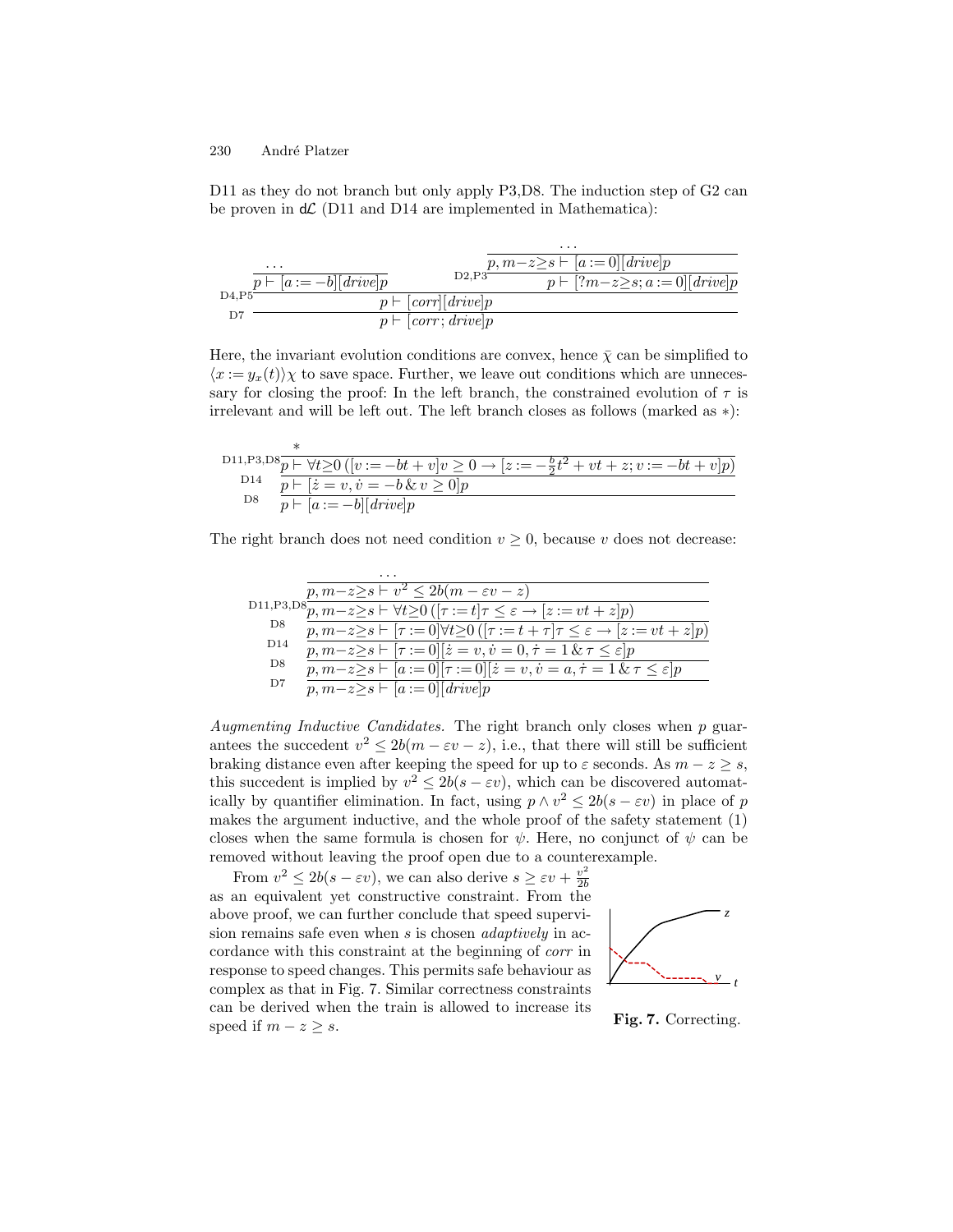D11 as they do not branch but only apply P3,D8. The induction step of G2 can be proven in dL (D11 and D14 are implemented in Mathematica):

$$
\dfrac{\dfrac{\dots}{p \vdash [a := -b][drive]p} \qquad \dfrac{\dfrac{\dots}{p, m-z \geq s \vdash [a := 0][drive]p}}{p \vdash [?m-z \geq s; a := 0][drive]p}\,\text{D2,P3}}{\dfrac{p \vdash [corr][drive]p}{p \vdash [corr; drive]p}\,\text{D7}}\,\text{D4,P5}
$$

Here, the invariant evolution conditions are convex, hence $\bar{\chi}$ can be simplified to $\langle x := y_x(t) \rangle \chi$ to save space. Further, we leave out conditions which are unnecessary for closing the proof: In the left branch, the constrained evolution of $\tau$ is irrelevant and will be left out. The left branch closes as follows (marked as $*$):

$$
\dfrac{\dfrac{\dfrac{*}{p \vdash \forall t \geq 0\, ([v := -bt + v]v \geq 0 \rightarrow [z := -\frac{b}{2}t^2 + vt + z; v := -bt + v]p)}\,\text{D11,P3,D8}}{p \vdash [\dot{z} = v, \dot{v} = -b \,\&\, v \geq 0]p}\,\text{D14}}{p \vdash [a := -b][drive]p}\,\text{D8}
$$

The right branch does not need condition $v \geq 0$, because $v$ does not decrease:

$$
\dfrac{\dfrac{\dfrac{\dfrac{\dfrac{\dfrac{\dots}{p, m-z \geq s \vdash v^2 \leq 2b(m - \varepsilon v - z)}}{p, m-z \geq s \vdash \forall t \geq 0\, ([\tau := t]\tau \leq \varepsilon \rightarrow [z := vt + z]p)}\,\text{D11,P3,D8}}{p, m-z \geq s \vdash [\tau := 0]\forall t \geq 0\, ([\tau := t + \tau]\tau \leq \varepsilon \rightarrow [z := vt + z]p)}\,\text{D8}}{p, m-z \geq s \vdash [\tau := 0][\dot{z} = v, \dot{v} = 0, \dot{\tau} = 1 \,\&\, \tau \leq \varepsilon]p}\,\text{D14}}{p, m-z \geq s \vdash [a := 0][\tau := 0][\dot{z} = v, \dot{v} = a, \dot{\tau} = 1 \,\&\, \tau \leq \varepsilon]p}\,\text{D8}}{p, m-z \geq s \vdash [a := 0][drive]p}\,\text{D7}
$$

*Augmenting Inductive Candidates.* The right branch only closes when $p$ guarantees the succedent $v^2 \leq 2b(m - \varepsilon v - z)$, i.e., that there will still be sufficient braking distance even after keeping the speed for up to $\varepsilon$ seconds. As $m - z \geq s$, this succedent is implied by $v^2 \leq 2b(s - \varepsilon v)$, which can be discovered automatically by quantifier elimination. In fact, using $p \wedge v^2 \leq 2b(s - \varepsilon v)$ in place of $p$ makes the argument inductive, and the whole proof of the safety statement (1) closes when the same formula is chosen for $\psi$. Here, no conjunct of $\psi$ can be removed without leaving the proof open due to a counterexample.

From $v^2 \leq 2b(s - \varepsilon v)$, we can also derive $s \geq \varepsilon v + \frac{v^2}{2b}$ as an equivalent yet constructive constraint. From the above proof, we can further conclude that speed supervision remains safe even when $s$ is chosen *adaptively* in accordance with this constraint at the beginning of *corr* in response to speed changes. This permits safe behaviour as complex as that in Fig. 7. Similar correctness constraints can be derived when the train is allowed to increase its speed if $m - z \geq s$.

**Fig. 7.** Correcting.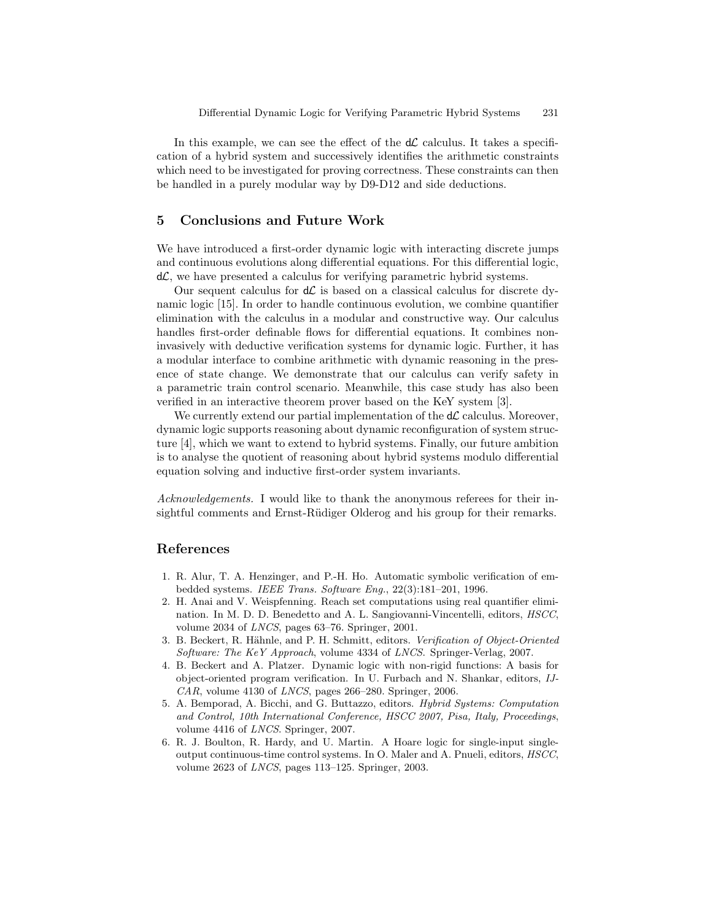In this example, we can see the effect of the $d\mathcal{L}$ calculus. It takes a specification of a hybrid system and successively identifies the arithmetic constraints which need to be investigated for proving correctness. These constraints can then be handled in a purely modular way by D9-D12 and side deductions.

## 5 Conclusions and Future Work

We have introduced a first-order dynamic logic with interacting discrete jumps and continuous evolutions along differential equations. For this differential logic, $d\mathcal{L}$, we have presented a calculus for verifying parametric hybrid systems.

Our sequent calculus for $d\mathcal{L}$ is based on a classical calculus for discrete dynamic logic [15]. In order to handle continuous evolution, we combine quantifier elimination with the calculus in a modular and constructive way. Our calculus handles first-order definable flows for differential equations. It combines non-invasively with deductive verification systems for dynamic logic. Further, it has a modular interface to combine arithmetic with dynamic reasoning in the presence of state change. We demonstrate that our calculus can verify safety in a parametric train control scenario. Meanwhile, this case study has also been verified in an interactive theorem prover based on the KeY system [3].

We currently extend our partial implementation of the $d\mathcal{L}$ calculus. Moreover, dynamic logic supports reasoning about dynamic reconfiguration of system structure [4], which we want to extend to hybrid systems. Finally, our future ambition is to analyse the quotient of reasoning about hybrid systems modulo differential equation solving and inductive first-order system invariants.

*Acknowledgements.* I would like to thank the anonymous referees for their insightful comments and Ernst-Rüdiger Olderog and his group for their remarks.

## References

1. R. Alur, T. A. Henzinger, and P.-H. Ho. Automatic symbolic verification of embedded systems. *IEEE Trans. Software Eng.*, 22(3):181–201, 1996.
2. H. Anai and V. Weispfenning. Reach set computations using real quantifier elimination. In M. D. D. Benedetto and A. L. Sangiovanni-Vincentelli, editors, *HSCC*, volume 2034 of *LNCS*, pages 63–76. Springer, 2001.
3. B. Beckert, R. Hähnle, and P. H. Schmitt, editors. *Verification of Object-Oriented Software: The KeY Approach*, volume 4334 of *LNCS*. Springer-Verlag, 2007.
4. B. Beckert and A. Platzer. Dynamic logic with non-rigid functions: A basis for object-oriented program verification. In U. Furbach and N. Shankar, editors, *IJCAR*, volume 4130 of *LNCS*, pages 266–280. Springer, 2006.
5. A. Bemporad, A. Bicchi, and G. Buttazzo, editors. *Hybrid Systems: Computation and Control, 10th International Conference, HSCC 2007, Pisa, Italy, Proceedings*, volume 4416 of *LNCS*. Springer, 2007.
6. R. J. Boulton, R. Hardy, and U. Martin. A Hoare logic for single-input single-output continuous-time control systems. In O. Maler and A. Pnueli, editors, *HSCC*, volume 2623 of *LNCS*, pages 113–125. Springer, 2003.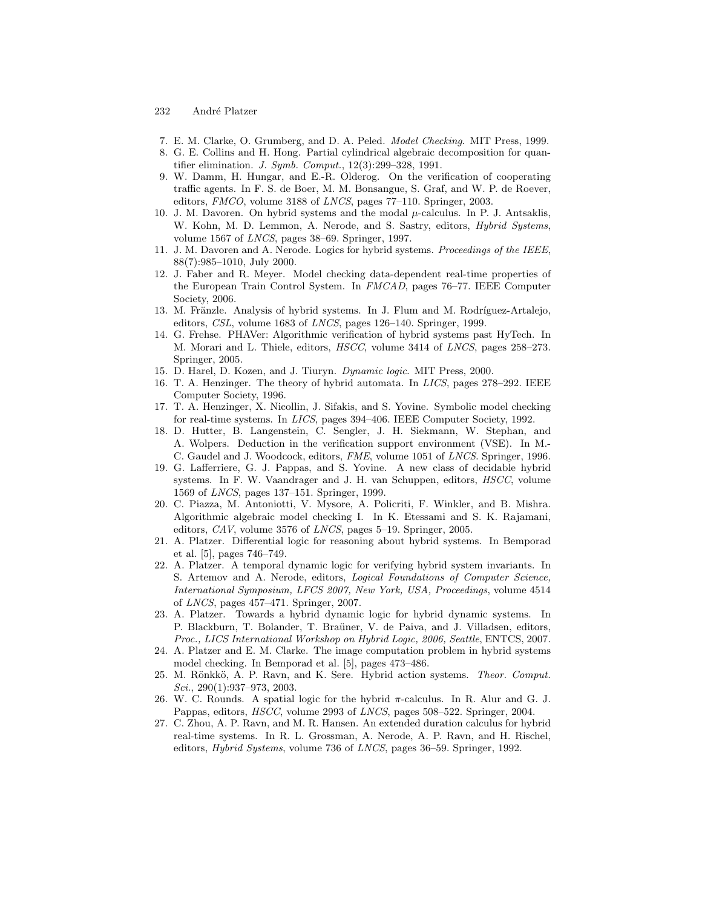7. E. M. Clarke, O. Grumberg, and D. A. Peled. *Model Checking*. MIT Press, 1999.
8. G. E. Collins and H. Hong. Partial cylindrical algebraic decomposition for quantifier elimination. *J. Symb. Comput.*, 12(3):299–328, 1991.
9. W. Damm, H. Hungar, and E.-R. Olderog. On the verification of cooperating traffic agents. In F. S. de Boer, M. M. Bonsangue, S. Graf, and W. P. de Roever, editors, *FMCO*, volume 3188 of *LNCS*, pages 77–110. Springer, 2003.
10. J. M. Davoren. On hybrid systems and the modal $\mu$-calculus. In P. J. Antsaklis, W. Kohn, M. D. Lemmon, A. Nerode, and S. Sastry, editors, *Hybrid Systems*, volume 1567 of *LNCS*, pages 38–69. Springer, 1997.
11. J. M. Davoren and A. Nerode. Logics for hybrid systems. *Proceedings of the IEEE*, 88(7):985–1010, July 2000.
12. J. Faber and R. Meyer. Model checking data-dependent real-time properties of the European Train Control System. In *FMCAD*, pages 76–77. IEEE Computer Society, 2006.
13. M. Fränzle. Analysis of hybrid systems. In J. Flum and M. Rodríguez-Artalejo, editors, *CSL*, volume 1683 of *LNCS*, pages 126–140. Springer, 1999.
14. G. Frehse. PHAVer: Algorithmic verification of hybrid systems past HyTech. In M. Morari and L. Thiele, editors, *HSCC*, volume 3414 of *LNCS*, pages 258–273. Springer, 2005.
15. D. Harel, D. Kozen, and J. Tiuryn. *Dynamic logic*. MIT Press, 2000.
16. T. A. Henzinger. The theory of hybrid automata. In *LICS*, pages 278–292. IEEE Computer Society, 1996.
17. T. A. Henzinger, X. Nicollin, J. Sifakis, and S. Yovine. Symbolic model checking for real-time systems. In *LICS*, pages 394–406. IEEE Computer Society, 1992.
18. D. Hutter, B. Langenstein, C. Sengler, J. H. Siekmann, W. Stephan, and A. Wolpers. Deduction in the verification support environment (VSE). In M.-C. Gaudel and J. Woodcock, editors, *FME*, volume 1051 of *LNCS*. Springer, 1996.
19. G. Lafferriere, G. J. Pappas, and S. Yovine. A new class of decidable hybrid systems. In F. W. Vaandrager and J. H. van Schuppen, editors, *HSCC*, volume 1569 of *LNCS*, pages 137–151. Springer, 1999.
20. C. Piazza, M. Antoniotti, V. Mysore, A. Policriti, F. Winkler, and B. Mishra. Algorithmic algebraic model checking I. In K. Etessami and S. K. Rajamani, editors, *CAV*, volume 3576 of *LNCS*, pages 5–19. Springer, 2005.
21. A. Platzer. Differential logic for reasoning about hybrid systems. In Bemporad et al. [5], pages 746–749.
22. A. Platzer. A temporal dynamic logic for verifying hybrid system invariants. In S. Artemov and A. Nerode, editors, *Logical Foundations of Computer Science, International Symposium, LFCS 2007, New York, USA, Proceedings*, volume 4514 of *LNCS*, pages 457–471. Springer, 2007.
23. A. Platzer. Towards a hybrid dynamic logic for hybrid dynamic systems. In P. Blackburn, T. Bolander, T. Braüner, V. de Paiva, and J. Villadsen, editors, *Proc., LICS International Workshop on Hybrid Logic, 2006, Seattle*, ENTCS, 2007.
24. A. Platzer and E. M. Clarke. The image computation problem in hybrid systems model checking. In Bemporad et al. [5], pages 473–486.
25. M. Rönkkö, A. P. Ravn, and K. Sere. Hybrid action systems. *Theor. Comput. Sci.*, 290(1):937–973, 2003.
26. W. C. Rounds. A spatial logic for the hybrid $\pi$-calculus. In R. Alur and G. J. Pappas, editors, *HSCC*, volume 2993 of *LNCS*, pages 508–522. Springer, 2004.
27. C. Zhou, A. P. Ravn, and M. R. Hansen. An extended duration calculus for hybrid real-time systems. In R. L. Grossman, A. Nerode, A. P. Ravn, and H. Rischel, editors, *Hybrid Systems*, volume 736 of *LNCS*, pages 36–59. Springer, 1992.